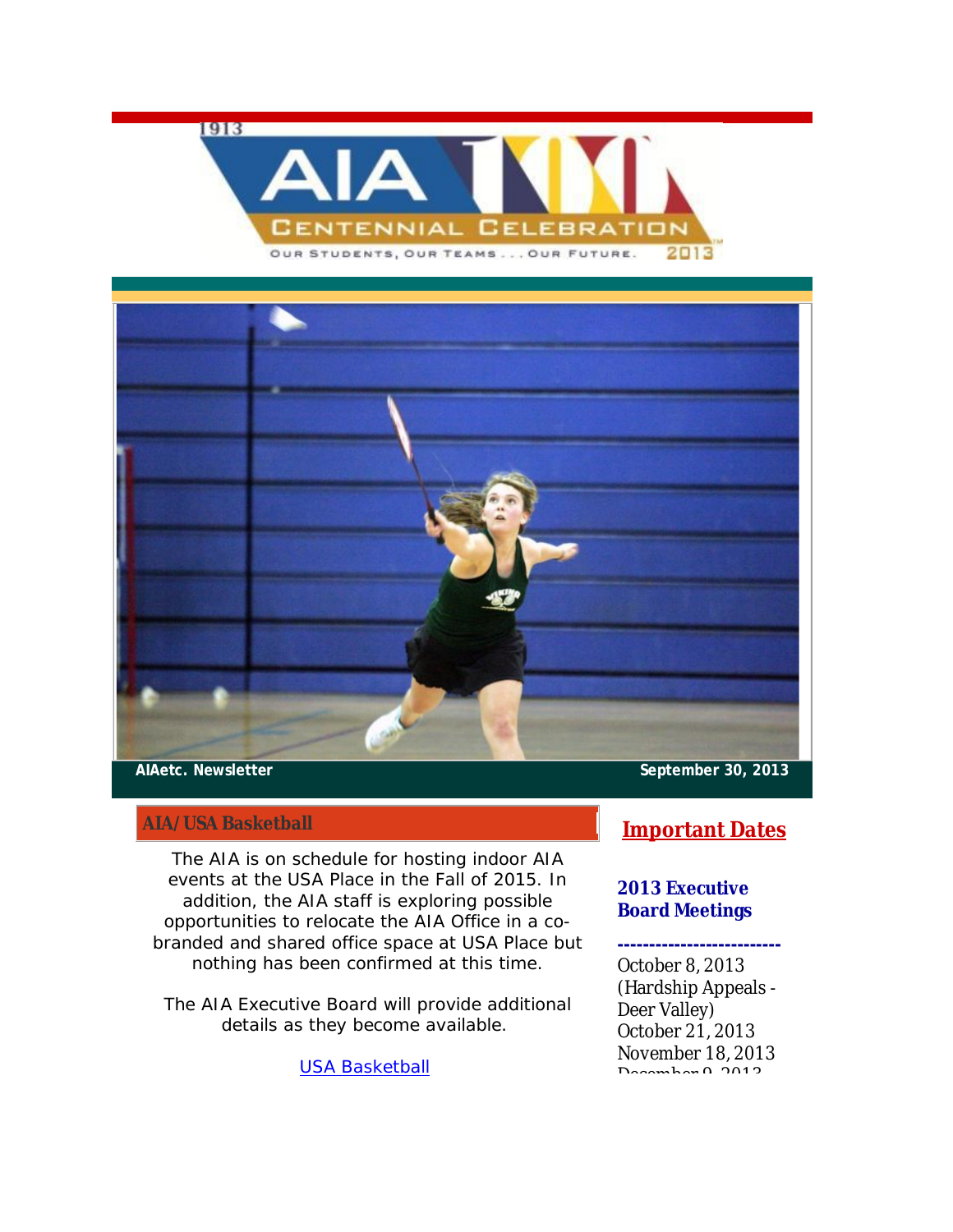1913

AIA

CENTENNIAL CELEBRATION

OUR STUDENTS, OUR TEAMS . . . OUR FUTURE. 2013

**AIAetc. Newsletter** **September 30, 2013**

## AIA/USA Basketball

The AIA is on schedule for hosting indoor AIA events at the USA Place in the Fall of 2015. In addition, the AIA staff is exploring possible opportunities to relocate the AIA Office in a co-branded and shared office space at USA Place but nothing has been confirmed at this time.

The AIA Executive Board will provide additional details as they become available.

[USA Basketball]

## Important Dates

### 2013 Executive Board Meetings

-------------------------

October 8, 2013 (Hardship Appeals - Deer Valley)
October 21, 2013
November 18, 2013
December 9, 2013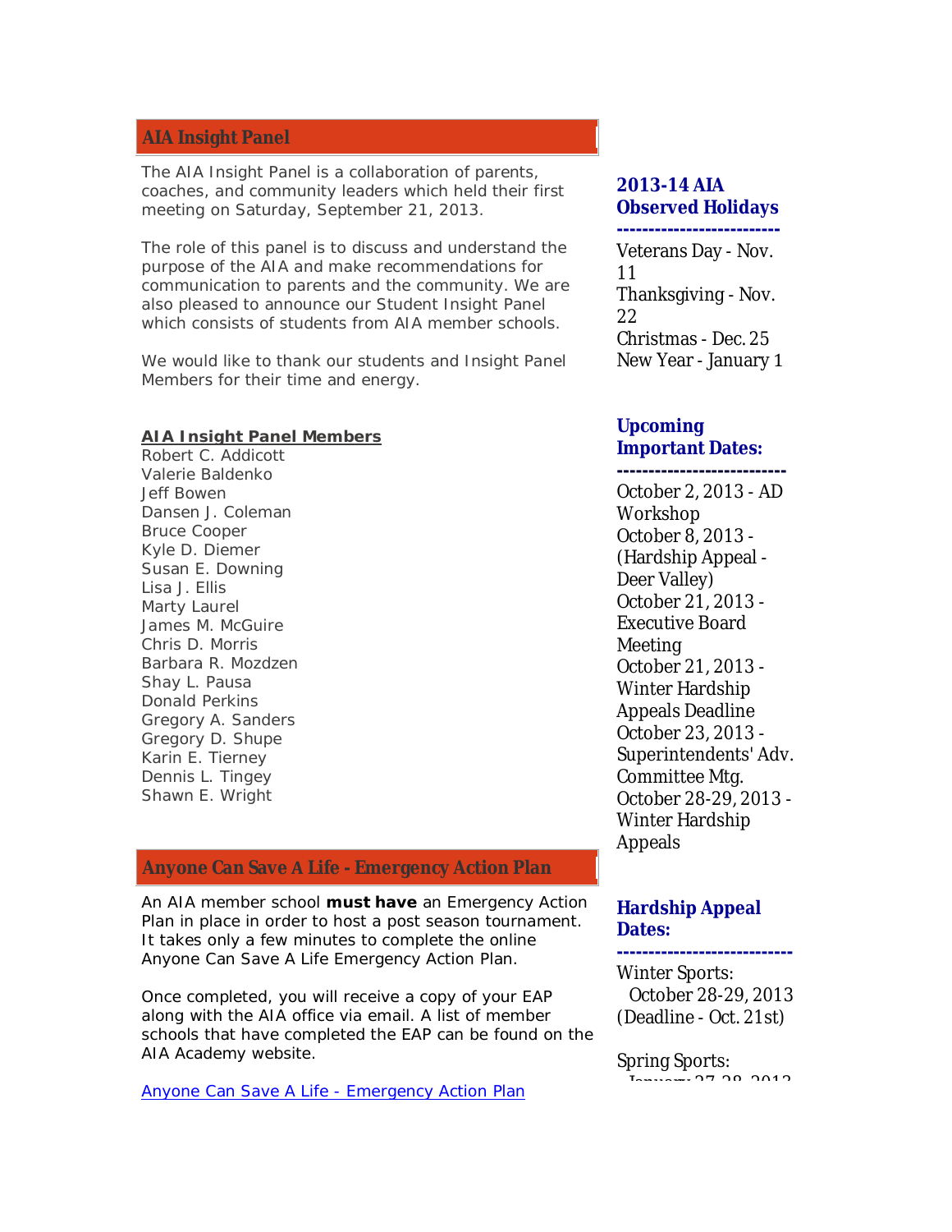## AIA Insight Panel

The AIA Insight Panel is a collaboration of parents, coaches, and community leaders which held their first meeting on Saturday, September 21, 2013.

The role of this panel is to discuss and understand the purpose of the AIA and make recommendations for communication to parents and the community. We are also pleased to announce our Student Insight Panel which consists of students from AIA member schools.

We would like to thank our students and Insight Panel Members for their time and energy.

**AIA Insight Panel Members**

Robert C. Addicott
Valerie Baldenko
Jeff Bowen
Dansen J. Coleman
Bruce Cooper
Kyle D. Diemer
Susan E. Downing
Lisa J. Ellis
Marty Laurel
James M. McGuire
Chris D. Morris
Barbara R. Mozdzen
Shay L. Pausa
Donald Perkins
Gregory A. Sanders
Gregory D. Shupe
Karin E. Tierney
Dennis L. Tingey
Shawn E. Wright

## Anyone Can Save A Life - Emergency Action Plan

An AIA member school **must have** an Emergency Action Plan in place in order to host a post season tournament. It takes only a few minutes to complete the online Anyone Can Save A Life Emergency Action Plan.

Once completed, you will receive a copy of your EAP along with the AIA office via email. A list of member schools that have completed the EAP can be found on the AIA Academy website.

[Anyone Can Save A Life - Emergency Action Plan]

### 2013-14 AIA Observed Holidays

-------------------------

Veterans Day - Nov. 11
Thanksgiving - Nov. 22
Christmas - Dec. 25
New Year - January 1

### Upcoming Important Dates:

--------------------------

October 2, 2013 - AD Workshop
October 8, 2013 - (Hardship Appeal - Deer Valley)
October 21, 2013 - Executive Board Meeting
October 21, 2013 - Winter Hardship Appeals Deadline
October 23, 2013 - Superintendents' Adv. Committee Mtg.
October 28-29, 2013 - Winter Hardship Appeals

### Hardship Appeal Dates:

---------------------------

Winter Sports:
October 28-29, 2013
(Deadline - Oct. 21st)

Spring Sports:
January 27-28, 2013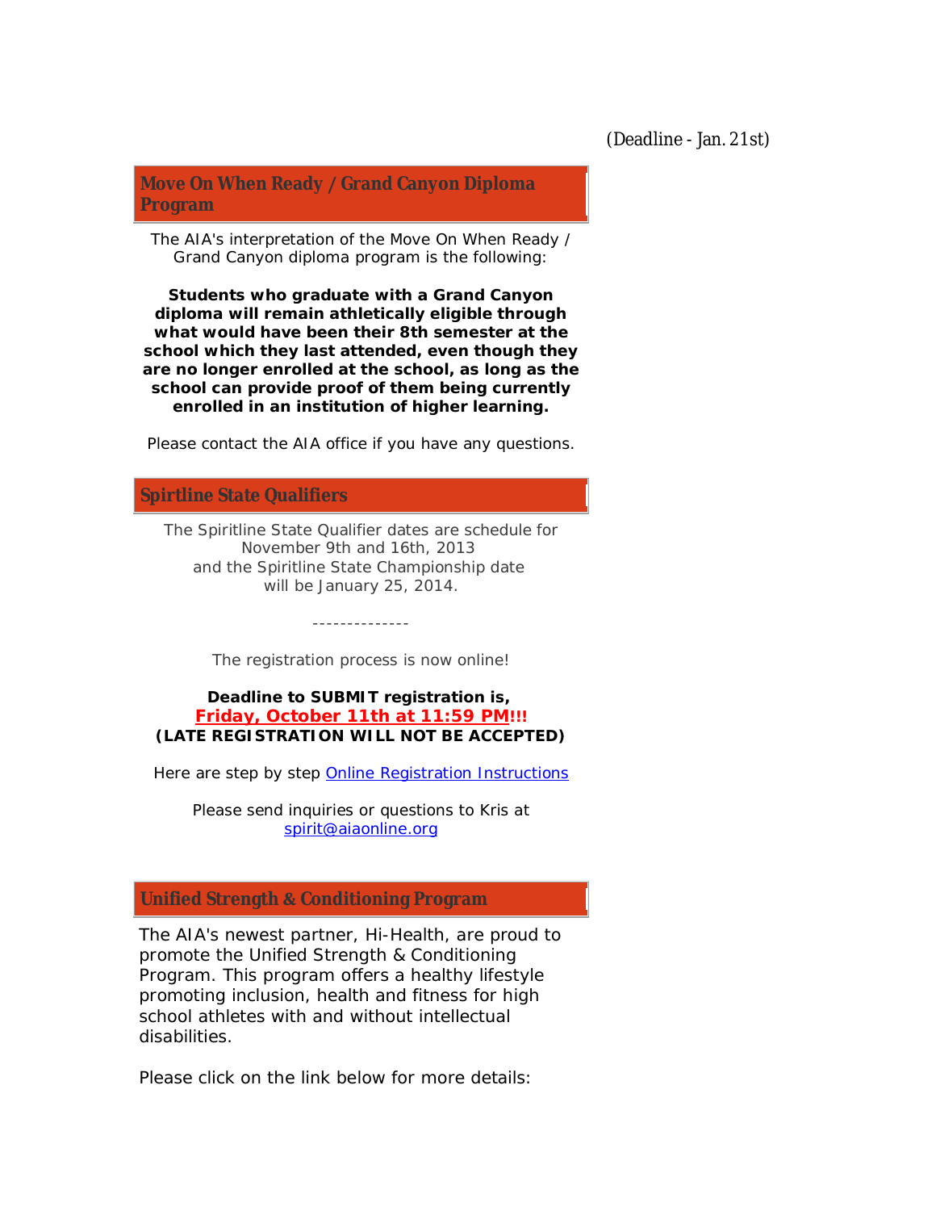(Deadline - Jan. 21st)

## Move On When Ready / Grand Canyon Diploma Program

The AIA's interpretation of the Move On When Ready / Grand Canyon diploma program is the following:

**Students who graduate with a Grand Canyon diploma will remain athletically eligible through what would have been their 8th semester at the school which they last attended, even though they are no longer enrolled at the school, as long as the school can provide proof of them being currently enrolled in an institution of higher learning.**

Please contact the AIA office if you have any questions.

## Spirtline State Qualifiers

The Spiritline State Qualifier dates are schedule for November 9th and 16th, 2013
and the Spiritline State Championship date will be January 25, 2014.

--------------

The registration process is now online!

**Deadline to SUBMIT registration is,**
**Friday, October 11th at 11:59 PM!!!**
**(LATE REGISTRATION WILL NOT BE ACCEPTED)**

Here are step by step Online Registration Instructions

Please send inquiries or questions to Kris at spirit@aiaonline.org

## Unified Strength & Conditioning Program

The AIA's newest partner, Hi-Health, are proud to promote the Unified Strength & Conditioning Program. This program offers a healthy lifestyle promoting inclusion, health and fitness for high school athletes with and without intellectual disabilities.

Please click on the link below for more details: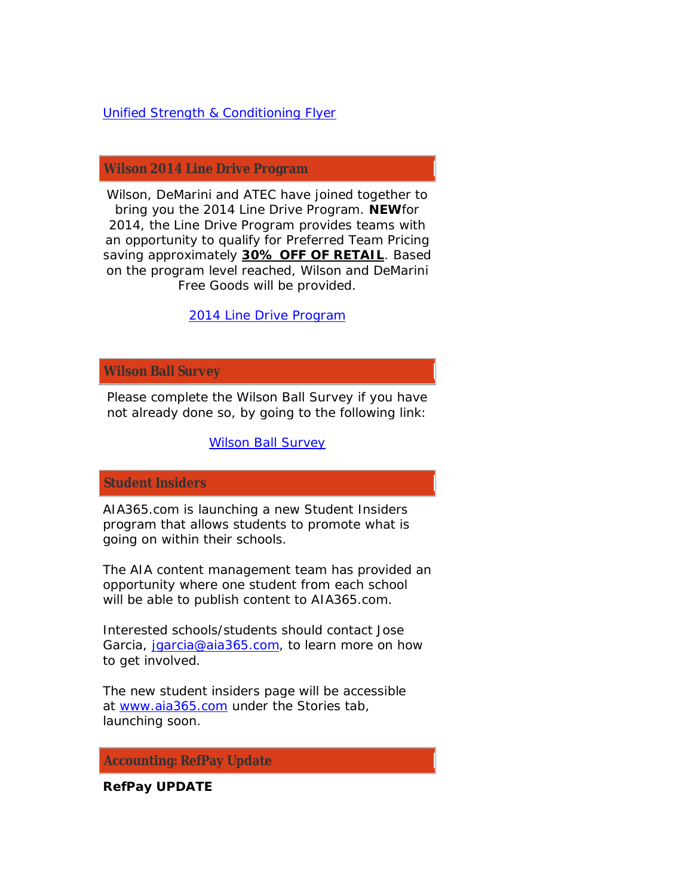Unified Strength & Conditioning Flyer

## Wilson 2014 Line Drive Program

Wilson, DeMarini and ATEC have joined together to bring you the 2014 Line Drive Program. **NEW** for 2014, the Line Drive Program provides teams with an opportunity to qualify for Preferred Team Pricing saving approximately **30% OFF OF RETAIL**. Based on the program level reached, Wilson and DeMarini Free Goods will be provided.

2014 Line Drive Program

## Wilson Ball Survey

Please complete the Wilson Ball Survey if you have not already done so, by going to the following link:

Wilson Ball Survey

## Student Insiders

AIA365.com is launching a new Student Insiders program that allows students to promote what is going on within their schools.

The AIA content management team has provided an opportunity where one student from each school will be able to publish content to AIA365.com.

Interested schools/students should contact Jose Garcia, jgarcia@aia365.com, to learn more on how to get involved.

The new student insiders page will be accessible at www.aia365.com under the Stories tab, launching soon.

## Accounting: RefPay Update

**RefPay UPDATE**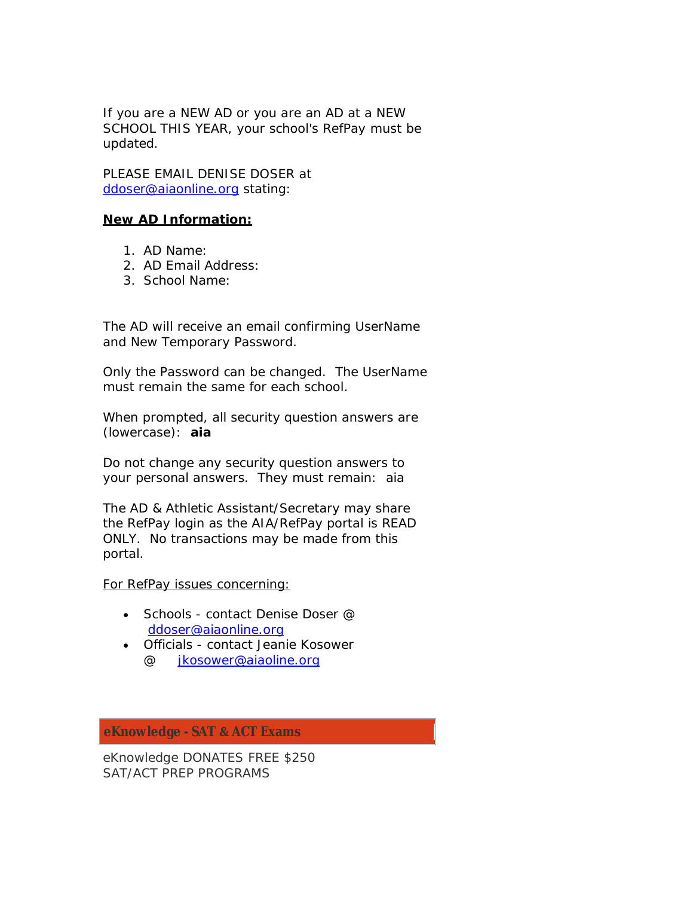If you are a NEW AD or you are an AD at a NEW SCHOOL THIS YEAR, your school's RefPay must be updated.

PLEASE EMAIL DENISE DOSER at ddoser@aiaonline.org stating:

**New AD Information:**

1. AD Name:
2. AD Email Address:
3. School Name:

The AD will receive an email confirming UserName and New Temporary Password.

Only the Password can be changed. The UserName must remain the same for each school.

When prompted, all security question answers are (lowercase): **aia**

Do not change any security question answers to your personal answers. They must remain: aia

The AD & Athletic Assistant/Secretary may share the RefPay login as the AIA/RefPay portal is READ ONLY. No transactions may be made from this portal.

For RefPay issues concerning:

- Schools - contact Denise Doser @ ddoser@aiaonline.org
- Officials - contact Jeanie Kosower @ jkosower@aiaoline.org

## eKnowledge - SAT & ACT Exams

eKnowledge DONATES FREE $250 SAT/ACT PREP PROGRAMS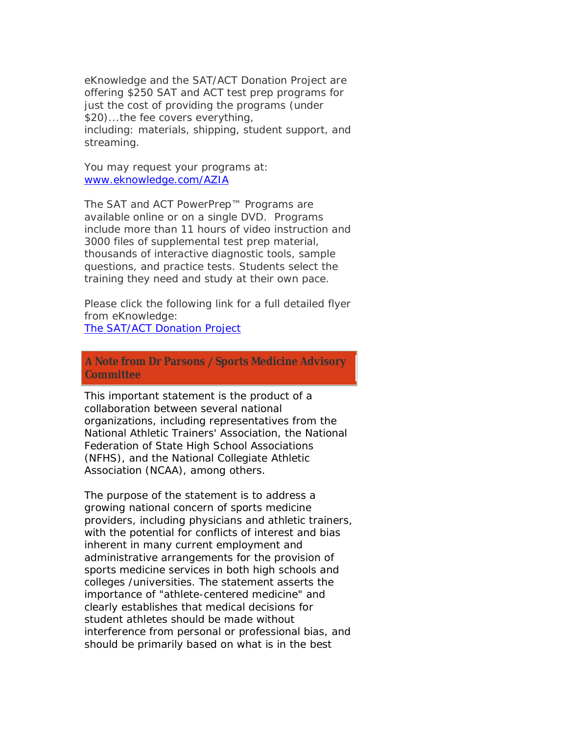eKnowledge and the SAT/ACT Donation Project are offering $250 SAT and ACT test prep programs for just the cost of providing the programs (under $20)...the fee covers everything, including: materials, shipping, student support, and streaming.

You may request your programs at: [www.eknowledge.com/AZIA](www.eknowledge.com/AZIA)

The SAT and ACT PowerPrep™ Programs are available online or on a single DVD. Programs include more than 11 hours of video instruction and 3000 files of supplemental test prep material, thousands of interactive diagnostic tools, sample questions, and practice tests. Students select the training they need and study at their own pace.

Please click the following link for a full detailed flyer from eKnowledge:
The SAT/ACT Donation Project

## A Note from Dr Parsons / Sports Medicine Advisory Committee

This important statement is the product of a collaboration between several national organizations, including representatives from the National Athletic Trainers' Association, the National Federation of State High School Associations (NFHS), and the National Collegiate Athletic Association (NCAA), among others.

The purpose of the statement is to address a growing national concern of sports medicine providers, including physicians and athletic trainers, with the potential for conflicts of interest and bias inherent in many current employment and administrative arrangements for the provision of sports medicine services in both high schools and colleges /universities. The statement asserts the importance of "athlete-centered medicine" and clearly establishes that medical decisions for student athletes should be made without interference from personal or professional bias, and should be primarily based on what is in the best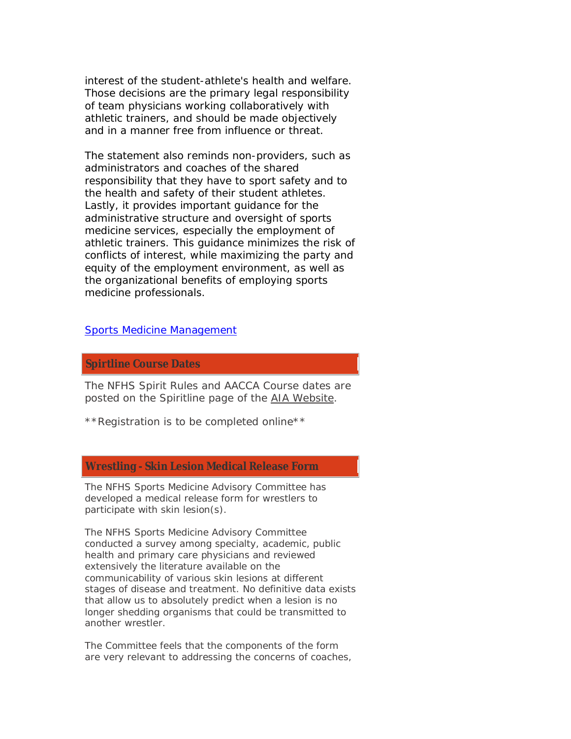interest of the student-athlete's health and welfare. Those decisions are the primary legal responsibility of team physicians working collaboratively with athletic trainers, and should be made objectively and in a manner free from influence or threat.

The statement also reminds non-providers, such as administrators and coaches of the shared responsibility that they have to sport safety and to the health and safety of their student athletes. Lastly, it provides important guidance for the administrative structure and oversight of sports medicine services, especially the employment of athletic trainers. This guidance minimizes the risk of conflicts of interest, while maximizing the party and equity of the employment environment, as well as the organizational benefits of employing sports medicine professionals.

Sports Medicine Management

## Spirtline Course Dates

The NFHS Spirit Rules and AACCA Course dates are posted on the Spiritline page of the AIA Website.

**Registration is to be completed online**

## Wrestling - Skin Lesion Medical Release Form

The NFHS Sports Medicine Advisory Committee has developed a medical release form for wrestlers to participate with skin lesion(s).

The NFHS Sports Medicine Advisory Committee conducted a survey among specialty, academic, public health and primary care physicians and reviewed extensively the literature available on the communicability of various skin lesions at different stages of disease and treatment. No definitive data exists that allow us to absolutely predict when a lesion is no longer shedding organisms that could be transmitted to another wrestler.

The Committee feels that the components of the form are very relevant to addressing the concerns of coaches,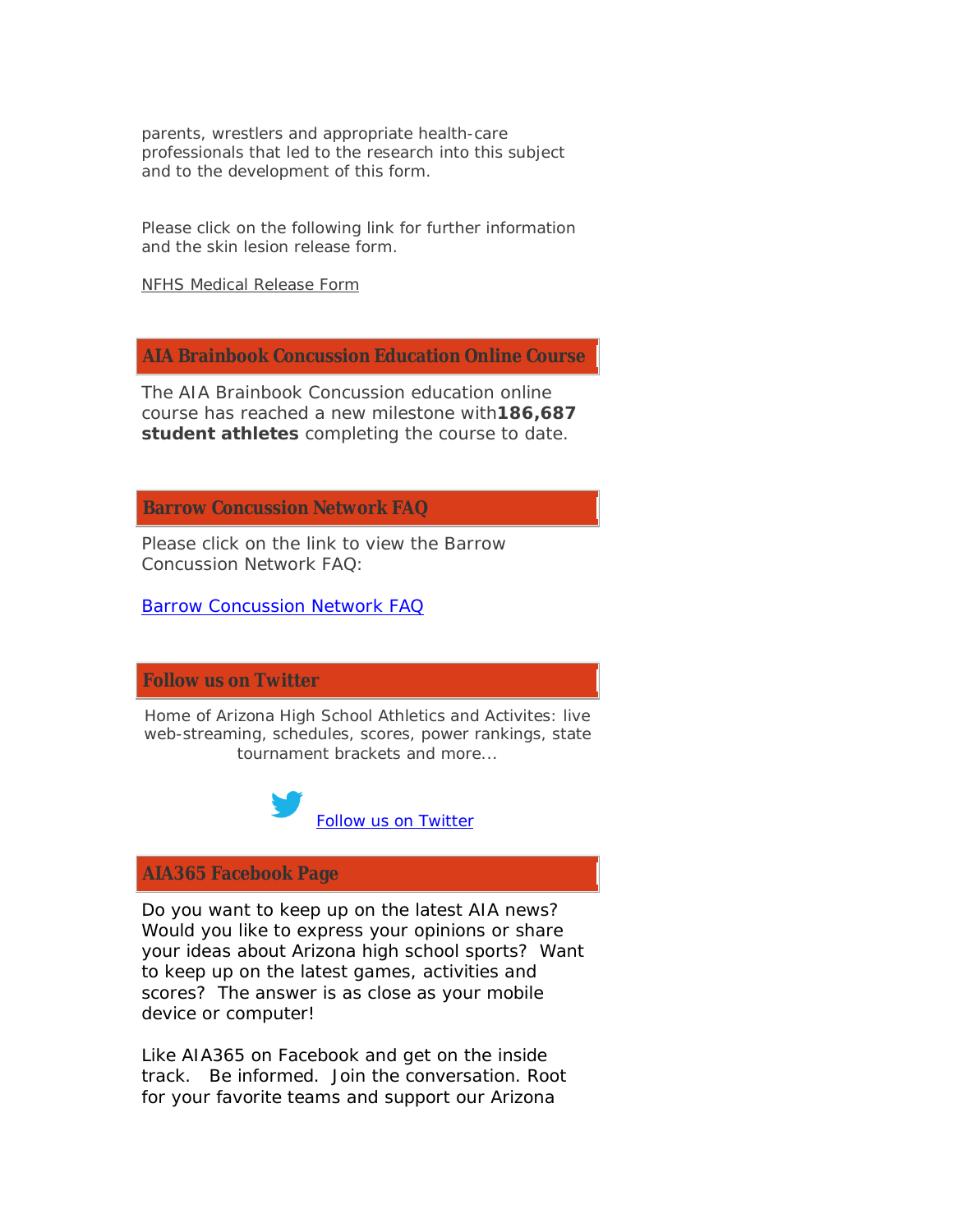parents, wrestlers and appropriate health-care professionals that led to the research into this subject and to the development of this form.

Please click on the following link for further information and the skin lesion release form.

NFHS Medical Release Form

## AIA Brainbook Concussion Education Online Course

The AIA Brainbook Concussion education online course has reached a new milestone with**186,687 student athletes** completing the course to date.

## Barrow Concussion Network FAQ

Please click on the link to view the Barrow Concussion Network FAQ:

Barrow Concussion Network FAQ

## Follow us on Twitter

Home of Arizona High School Athletics and Activites: live web-streaming, schedules, scores, power rankings, state tournament brackets and more...

Follow us on Twitter

## AIA365 Facebook Page

Do you want to keep up on the latest AIA news? Would you like to express your opinions or share your ideas about Arizona high school sports? Want to keep up on the latest games, activities and scores? The answer is as close as your mobile device or computer!

Like AIA365 on Facebook and get on the inside track. Be informed. Join the conversation. Root for your favorite teams and support our Arizona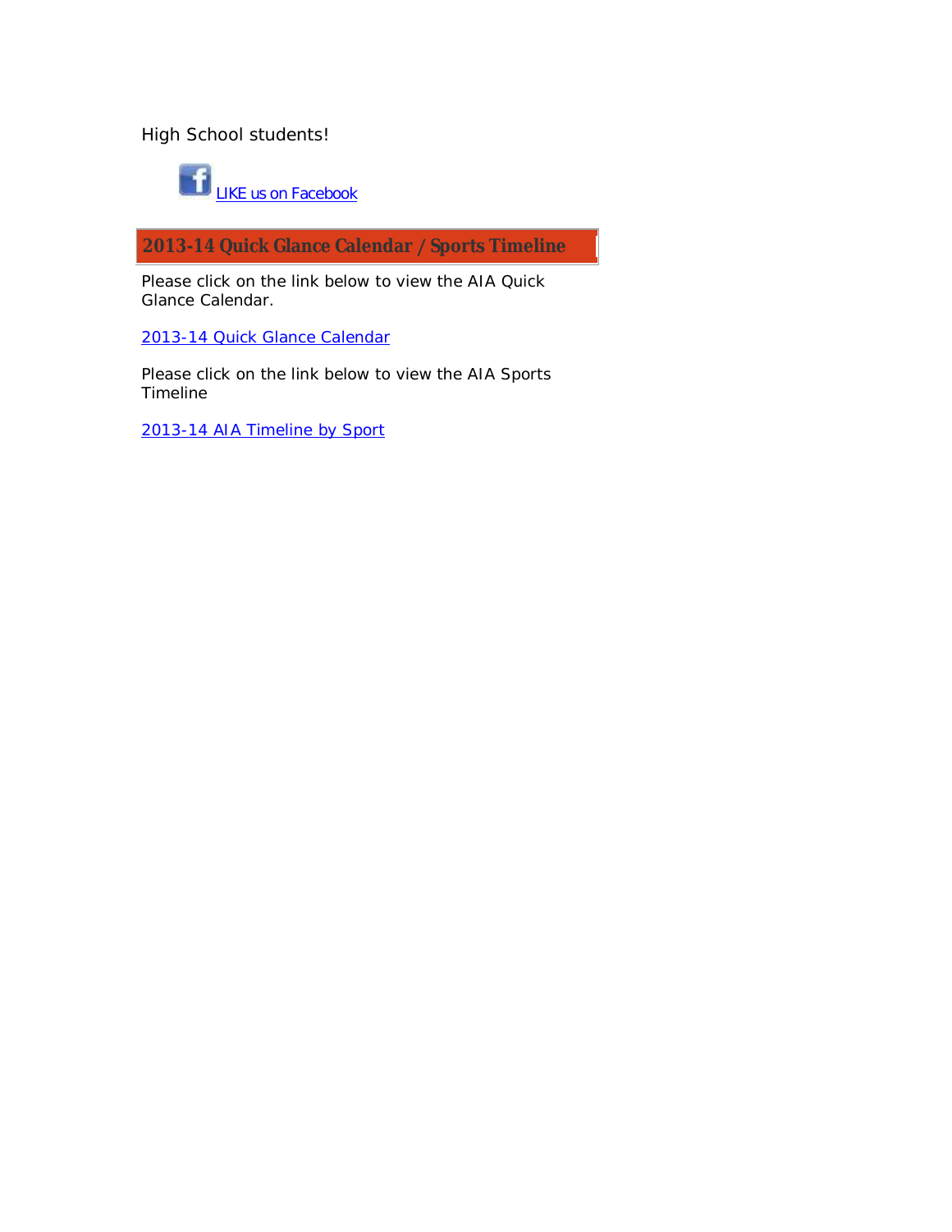High School students!

LIKE us on Facebook

## 2013-14 Quick Glance Calendar / Sports Timeline

Please click on the link below to view the AIA Quick Glance Calendar.

2013-14 Quick Glance Calendar

Please click on the link below to view the AIA Sports Timeline

2013-14 AIA Timeline by Sport